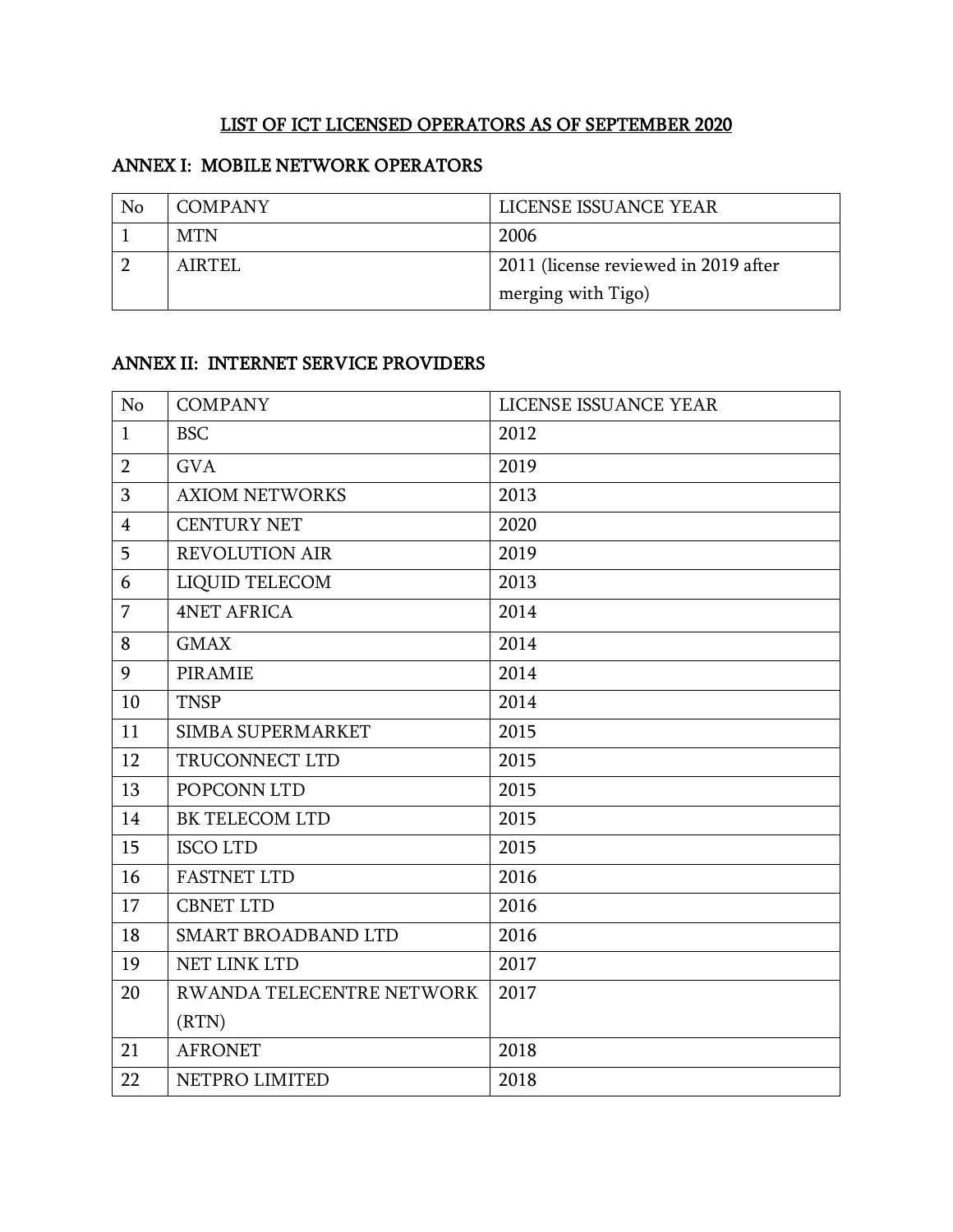# LIST OF ICT LICENSED OPERATORS AS OF SEPTEMBER 2020

## ANNEX I: MOBILE NETWORK OPERATORS

| No | COMPANY | LICENSE ISSUANCE YEAR |
|---|---|---|
| 1 | MTN | 2006 |
| 2 | AIRTEL | 2011 (license reviewed in 2019 after merging with Tigo) |

## ANNEX II: INTERNET SERVICE PROVIDERS

| No | COMPANY | LICENSE ISSUANCE YEAR |
|---|---|---|
| 1 | BSC | 2012 |
| 2 | GVA | 2019 |
| 3 | AXIOM NETWORKS | 2013 |
| 4 | CENTURY NET | 2020 |
| 5 | REVOLUTION AIR | 2019 |
| 6 | LIQUID TELECOM | 2013 |
| 7 | 4NET AFRICA | 2014 |
| 8 | GMAX | 2014 |
| 9 | PIRAMIE | 2014 |
| 10 | TNSP | 2014 |
| 11 | SIMBA SUPERMARKET | 2015 |
| 12 | TRUCONNECT LTD | 2015 |
| 13 | POPCONN LTD | 2015 |
| 14 | BK TELECOM LTD | 2015 |
| 15 | ISCO LTD | 2015 |
| 16 | FASTNET LTD | 2016 |
| 17 | CBNET LTD | 2016 |
| 18 | SMART BROADBAND LTD | 2016 |
| 19 | NET LINK LTD | 2017 |
| 20 | RWANDA TELECENTRE NETWORK (RTN) | 2017 |
| 21 | AFRONET | 2018 |
| 22 | NETPRO LIMITED | 2018 |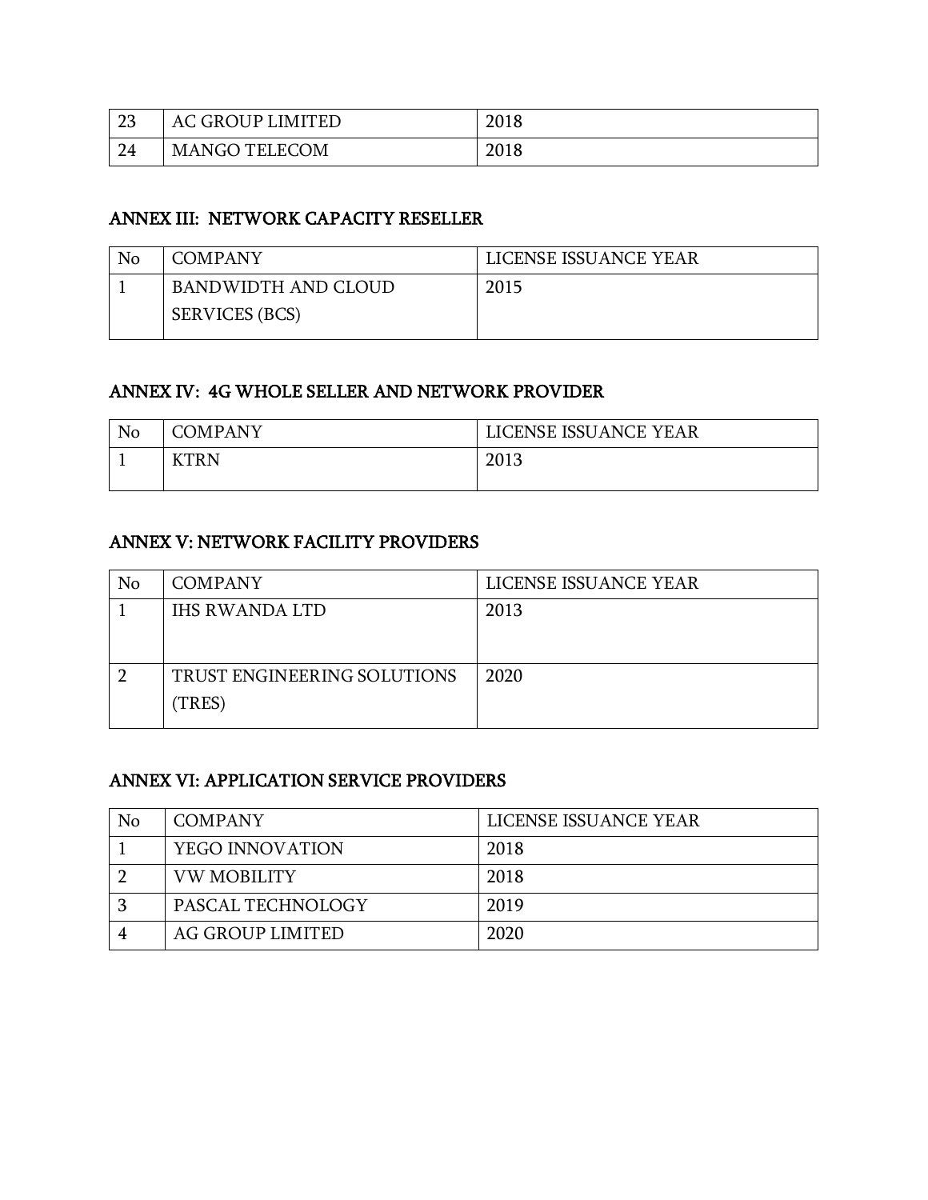| | | |
|---|---|---|
| 23 | AC GROUP LIMITED | 2018 |
| 24 | MANGO TELECOM | 2018 |

## ANNEX III: NETWORK CAPACITY RESELLER

| No | COMPANY | LICENSE ISSUANCE YEAR |
|---|---|---|
| 1 | BANDWIDTH AND CLOUD SERVICES (BCS) | 2015 |

## ANNEX IV: 4G WHOLE SELLER AND NETWORK PROVIDER

| No | COMPANY | LICENSE ISSUANCE YEAR |
|---|---|---|
| 1 | KTRN | 2013 |

## ANNEX V: NETWORK FACILITY PROVIDERS

| No | COMPANY | LICENSE ISSUANCE YEAR |
|---|---|---|
| 1 | IHS RWANDA LTD | 2013 |
| 2 | TRUST ENGINEERING SOLUTIONS (TRES) | 2020 |

## ANNEX VI: APPLICATION SERVICE PROVIDERS

| No | COMPANY | LICENSE ISSUANCE YEAR |
|---|---|---|
| 1 | YEGO INNOVATION | 2018 |
| 2 | VW MOBILITY | 2018 |
| 3 | PASCAL TECHNOLOGY | 2019 |
| 4 | AG GROUP LIMITED | 2020 |